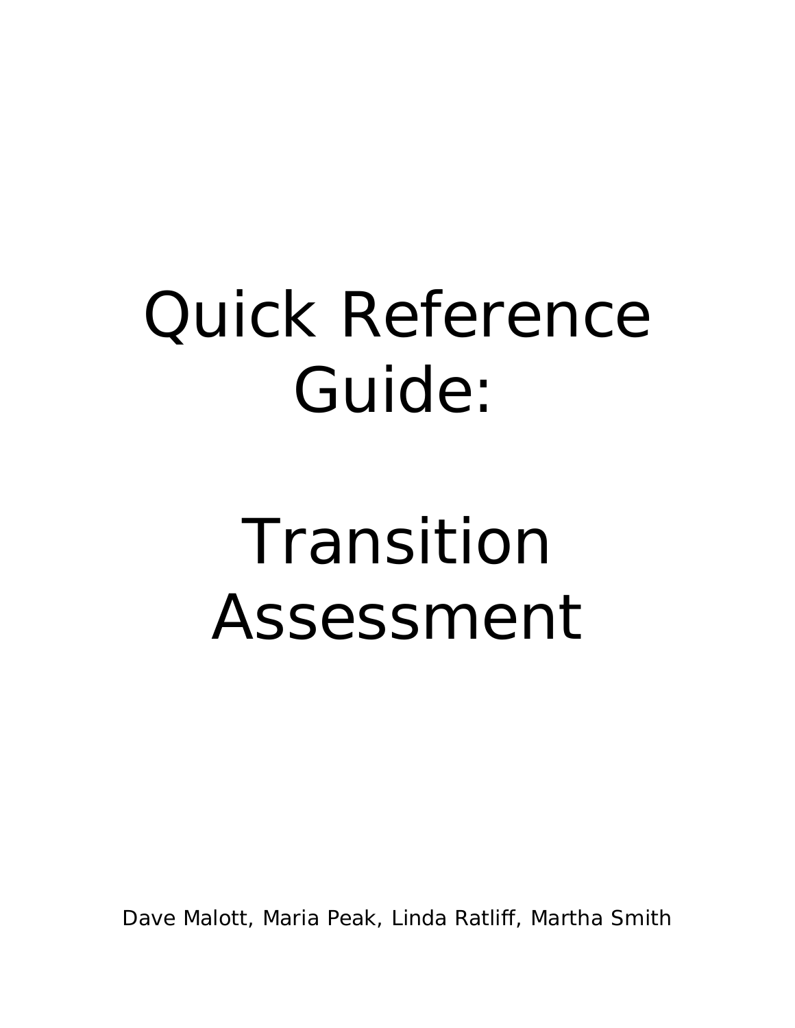# Quick Reference Guide:

# Transition Assessment

Dave Malott, Maria Peak, Linda Ratliff, Martha Smith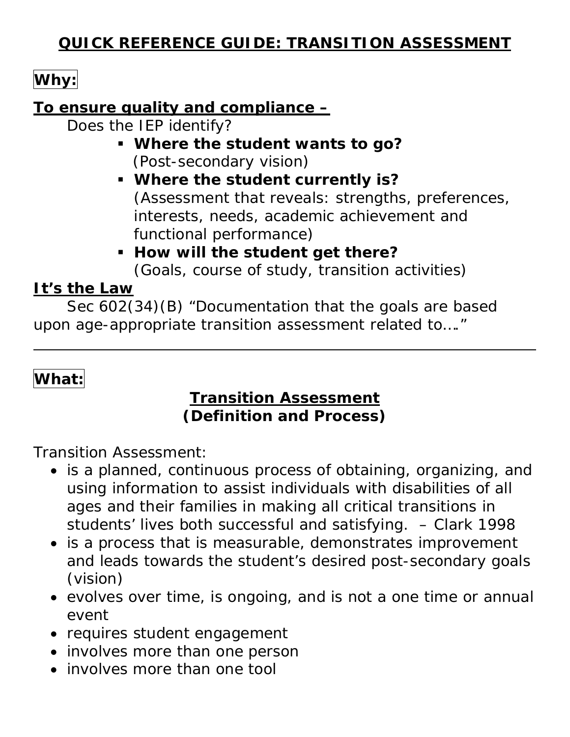# QUICK REFERENCE GUIDE: TRANSITION ASSESSMENT

## Why:

**To ensure quality and compliance –**

*Does the IEP identify?*

- **Where the student wants to go?** (Post-secondary vision)
- **Where the student currently is?** (Assessment that reveals: strengths, preferences, interests, needs, academic achievement and functional performance)
- **How will the student get there?** (Goals, course of study, transition activities)

**It's the Law**

Sec 602(34)(B) "Documentation that the goals are based upon age-appropriate transition assessment related to…."

---

## What:

### Transition Assessment
### (Definition and Process)

Transition Assessment:

- is a planned, continuous process of obtaining, organizing, and using information to assist individuals with disabilities of all ages and their families in making all critical transitions in students' lives both successful and satisfying. – Clark 1998
- is a process that is measurable, demonstrates improvement and leads towards the student's desired post-secondary goals (vision)
- evolves over time, is ongoing, and is not a one time or annual event
- requires student engagement
- involves more than one person
- involves more than one tool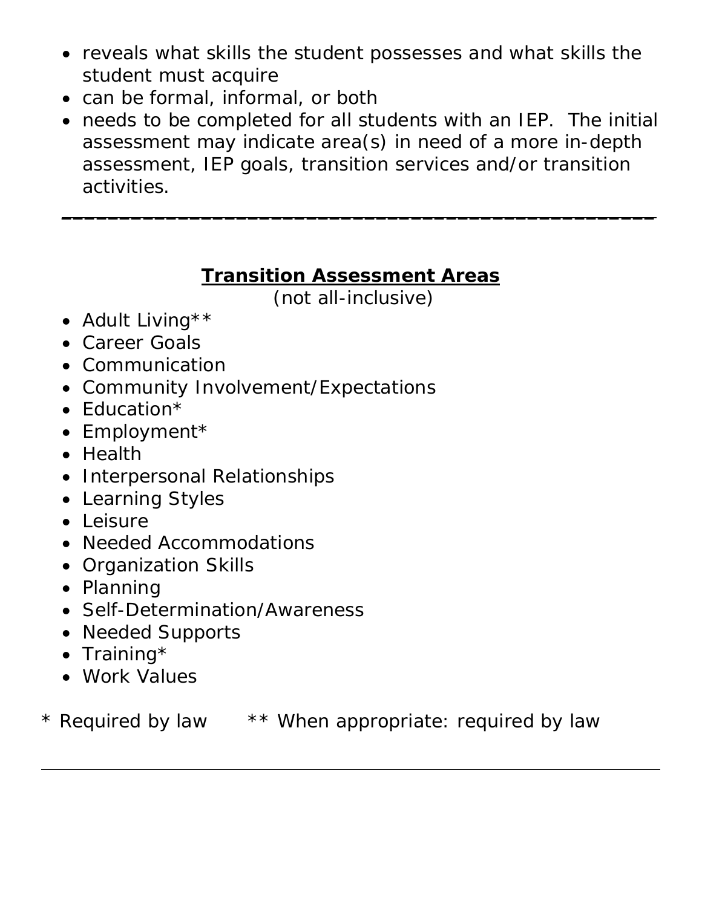- reveals what skills the student possesses and what skills the student must acquire
- can be formal, informal, or both
- needs to be completed for all students with an IEP. The initial assessment may indicate area(s) in need of a more in-depth assessment, IEP goals, transition services and/or transition activities.

---

## Transition Assessment Areas

(not all-inclusive)

- Adult Living**
- Career Goals
- Communication
- Community Involvement/Expectations
- Education*
- Employment*
- Health
- Interpersonal Relationships
- Learning Styles
- Leisure
- Needed Accommodations
- Organization Skills
- Planning
- Self-Determination/Awareness
- Needed Supports
- Training*
- Work Values

\* Required by law ** When appropriate: required by law

---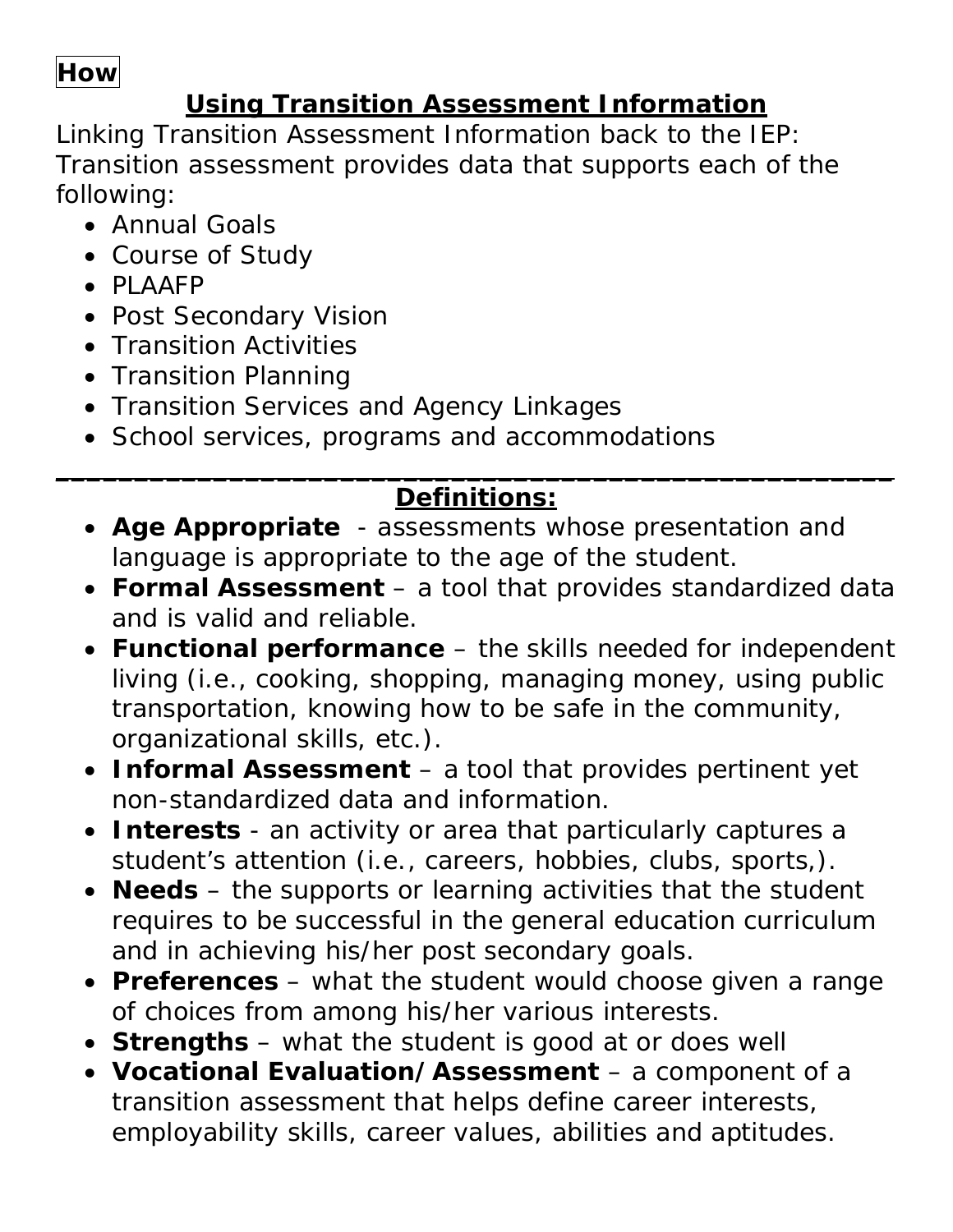**How**

## Using Transition Assessment Information

Linking Transition Assessment Information back to the IEP: Transition assessment provides data that supports each of the following:

- Annual Goals
- Course of Study
- PLAAFP
- Post Secondary Vision
- Transition Activities
- Transition Planning
- Transition Services and Agency Linkages
- School services, programs and accommodations

---

## Definitions:

- **Age Appropriate** - assessments whose presentation and language is appropriate to the age of the student.
- **Formal Assessment** – a tool that provides standardized data and is valid and reliable.
- **Functional performance** – the skills needed for independent living (i.e., cooking, shopping, managing money, using public transportation, knowing how to be safe in the community, organizational skills, etc.).
- **Informal Assessment** – a tool that provides pertinent yet non-standardized data and information.
- **Interests** - an activity or area that particularly captures a student's attention (i.e., careers, hobbies, clubs, sports,).
- **Needs** – the supports or learning activities that the student requires to be successful in the general education curriculum and in achieving his/her post secondary goals.
- **Preferences** – what the student would choose given a range of choices from among his/her various interests.
- **Strengths** – what the student is good at or does well
- **Vocational Evaluation/Assessment** – a component of a transition assessment that helps define career interests, employability skills, career values, abilities and aptitudes.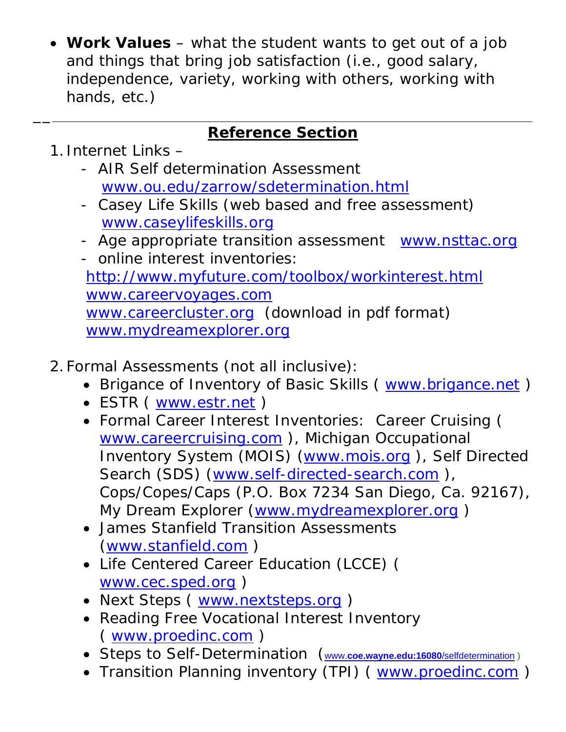- **Work Values** – what the student wants to get out of a job and things that bring job satisfaction (i.e., good salary, independence, variety, working with others, working with hands, etc.)

---

## Reference Section

1. Internet Links –
   - AIR Self determination Assessment www.ou.edu/zarrow/sdetermination.html
   - Casey Life Skills (web based and free assessment) www.caseylifeskills.org
   - Age appropriate transition assessment www.nsttac.org
   - online interest inventories:

   http://www.myfuture.com/toolbox/workinterest.html
   www.careervoyages.com
   www.careercluster.org (download in pdf format)
   www.mydreamexplorer.org

2. Formal Assessments (not all inclusive):
   - Brigance of Inventory of Basic Skills ( www.brigance.net )
   - ESTR ( www.estr.net )
   - Formal Career Interest Inventories: Career Cruising ( www.careercruising.com ), Michigan Occupational Inventory System (MOIS) (www.mois.org ), Self Directed Search (SDS) (www.self-directed-search.com ), Cops/Copes/Caps (P.O. Box 7234 San Diego, Ca. 92167), My Dream Explorer (www.mydreamexplorer.org )
   - James Stanfield Transition Assessments (www.stanfield.com )
   - Life Centered Career Education (LCCE) ( www.cec.sped.org )
   - Next Steps ( www.nextsteps.org )
   - Reading Free Vocational Interest Inventory ( www.proedinc.com )
   - Steps to Self-Determination (www.coe.wayne.edu:16080/selfdetermination )
   - Transition Planning inventory (TPI) ( www.proedinc.com )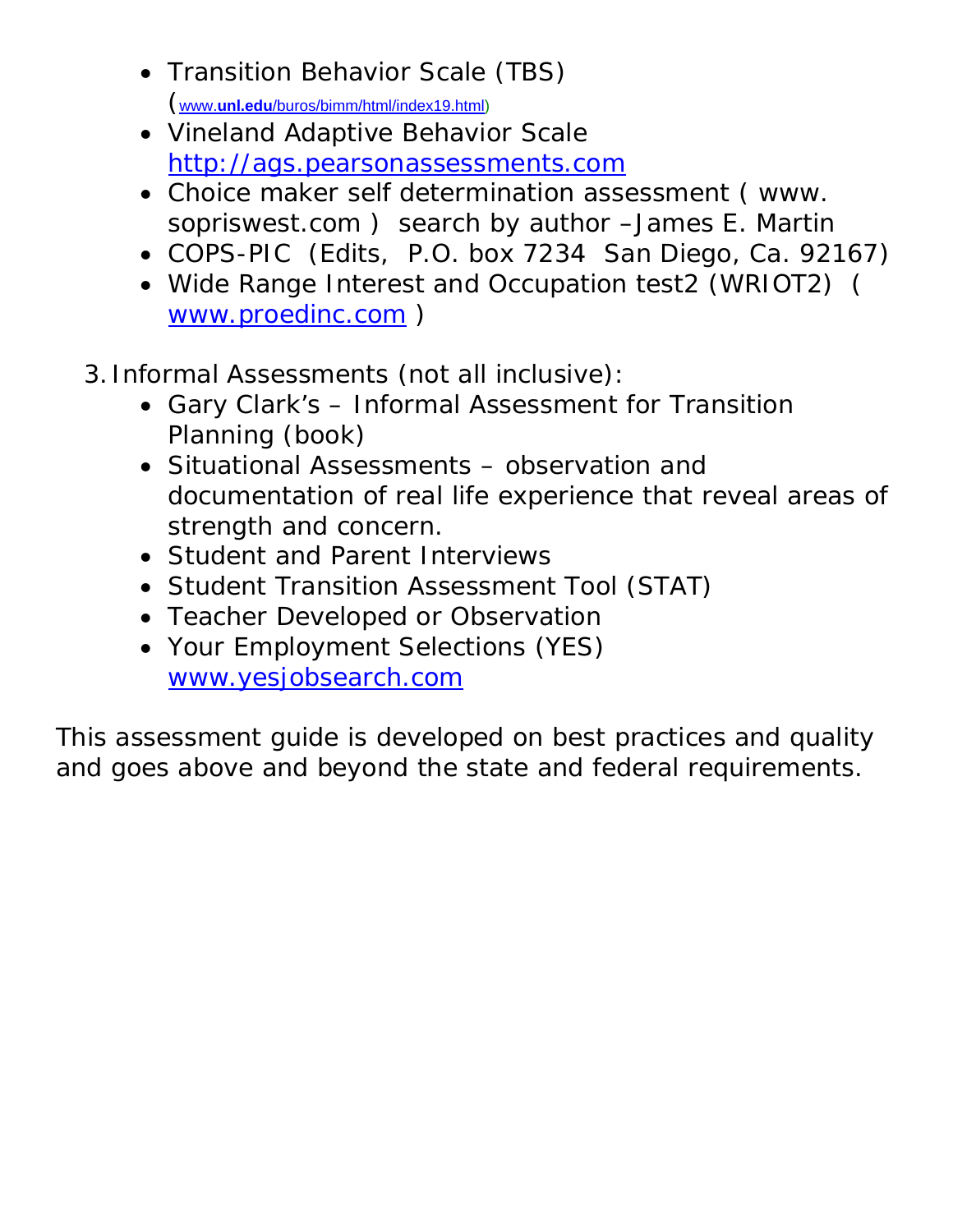- Transition Behavior Scale (TBS) (www.unl.edu/buros/bimm/html/index19.html)
- Vineland Adaptive Behavior Scale http://ags.pearsonassessments.com
- Choice maker self determination assessment ( www. sopriswest.com ) search by author –James E. Martin
- COPS-PIC (Edits, P.O. box 7234 San Diego, Ca. 92167)
- Wide Range Interest and Occupation test2 (WRIOT2) ( www.proedinc.com )

3. Informal Assessments (not all inclusive):
   - Gary Clark's – Informal Assessment for Transition Planning (book)
   - Situational Assessments – observation and documentation of real life experience that reveal areas of strength and concern.
   - Student and Parent Interviews
   - Student Transition Assessment Tool (STAT)
   - Teacher Developed or Observation
   - Your Employment Selections (YES) www.yesjobsearch.com

This assessment guide is developed on best practices and quality and goes above and beyond the state and federal requirements.